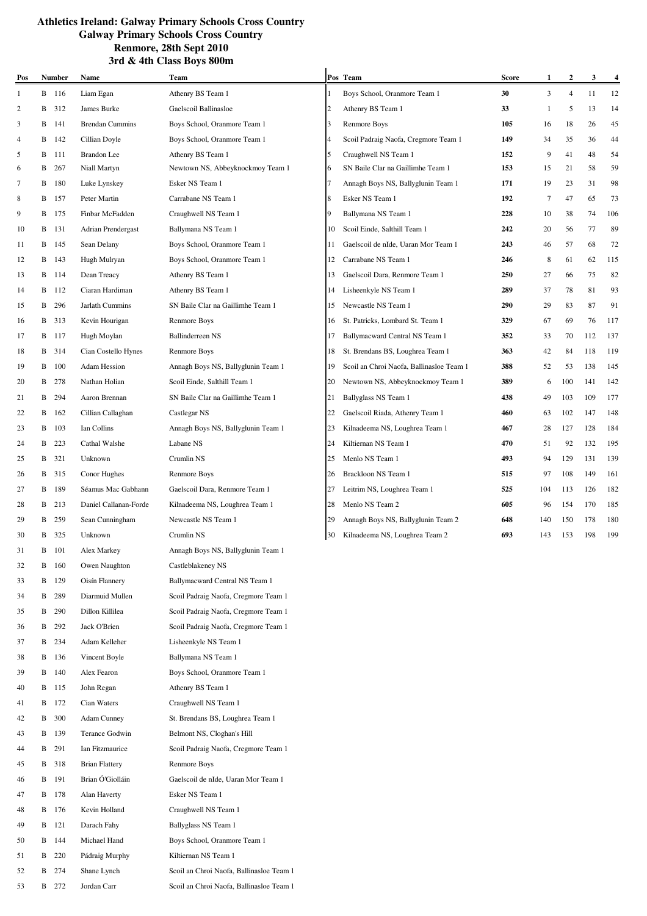# Athletics Ireland: Galway Primary Schools Cross Country

## Galway Primary Schools Cross Country

### Renmore, 28th Sept 2010

### 3rd & 4th Class Boys 800m

| Pos | Number | Name | Team |
|---|---|---|---|
| 1 | B 116 | Liam Egan | Athenry BS Team 1 |
| 2 | B 312 | James Burke | Gaelscoil Ballinasloe |
| 3 | B 141 | Brendan Cummins | Boys School, Oranmore Team 1 |
| 4 | B 142 | Cillian Doyle | Boys School, Oranmore Team 1 |
| 5 | B 111 | Brandon Lee | Athenry BS Team 1 |
| 6 | B 267 | Niall Martyn | Newtown NS, Abbeyknockmoy Team 1 |
| 7 | B 180 | Luke Lynskey | Esker NS Team 1 |
| 8 | B 157 | Peter Martin | Carrabane NS Team 1 |
| 9 | B 175 | Finbar McFadden | Craughwell NS Team 1 |
| 10 | B 131 | Adrian Prendergast | Ballymana NS Team 1 |
| 11 | B 145 | Sean Delany | Boys School, Oranmore Team 1 |
| 12 | B 143 | Hugh Mulryan | Boys School, Oranmore Team 1 |
| 13 | B 114 | Dean Treacy | Athenry BS Team 1 |
| 14 | B 112 | Ciaran Hardiman | Athenry BS Team 1 |
| 15 | B 296 | Jarlath Cummins | SN Baile Clar na Gaillimhe Team 1 |
| 16 | B 313 | Kevin Hourigan | Renmore Boys |
| 17 | B 117 | Hugh Moylan | Ballinderreen NS |
| 18 | B 314 | Cian Costello Hynes | Renmore Boys |
| 19 | B 100 | Adam Hession | Annagh Boys NS, Ballyglunin Team 1 |
| 20 | B 278 | Nathan Holian | Scoil Einde, Salthill Team 1 |
| 21 | B 294 | Aaron Brennan | SN Baile Clar na Gaillimhe Team 1 |
| 22 | B 162 | Cillian Callaghan | Castlegar NS |
| 23 | B 103 | Ian Collins | Annagh Boys NS, Ballyglunin Team 1 |
| 24 | B 223 | Cathal Walshe | Labane NS |
| 25 | B 321 | Unknown | Crumlin NS |
| 26 | B 315 | Conor Hughes | Renmore Boys |
| 27 | B 189 | Séamus Mac Gabhann | Gaelscoil Dara, Renmore Team 1 |
| 28 | B 213 | Daniel Callanan-Forde | Kilnadeema NS, Loughrea Team 1 |
| 29 | B 259 | Sean Cunningham | Newcastle NS Team 1 |
| 30 | B 325 | Unknown | Crumlin NS |
| 31 | B 101 | Alex Markey | Annagh Boys NS, Ballyglunin Team 1 |
| 32 | B 160 | Owen Naughton | Castleblakeney NS |
| 33 | B 129 | Oisín Flannery | Ballymacward Central NS Team 1 |
| 34 | B 289 | Diarmuid Mullen | Scoil Padraig Naofa, Cregmore Team 1 |
| 35 | B 290 | Dillon Killilea | Scoil Padraig Naofa, Cregmore Team 1 |
| 36 | B 292 | Jack O'Brien | Scoil Padraig Naofa, Cregmore Team 1 |
| 37 | B 234 | Adam Kelleher | Lisheenkyle NS Team 1 |
| 38 | B 136 | Vincent Boyle | Ballymana NS Team 1 |
| 39 | B 140 | Alex Fearon | Boys School, Oranmore Team 1 |
| 40 | B 115 | John Regan | Athenry BS Team 1 |
| 41 | B 172 | Cian Waters | Craughwell NS Team 1 |
| 42 | B 300 | Adam Cunney | St. Brendans BS, Loughrea Team 1 |
| 43 | B 139 | Terance Godwin | Belmont NS, Cloghan's Hill |
| 44 | B 291 | Ian Fitzmaurice | Scoil Padraig Naofa, Cregmore Team 1 |
| 45 | B 318 | Brian Flattery | Renmore Boys |
| 46 | B 191 | Brian Ó'Giolláin | Gaelscoil de nIde, Uaran Mor Team 1 |
| 47 | B 178 | Alan Haverty | Esker NS Team 1 |
| 48 | B 176 | Kevin Holland | Craughwell NS Team 1 |
| 49 | B 121 | Darach Fahy | Ballyglass NS Team 1 |
| 50 | B 144 | Michael Hand | Boys School, Oranmore Team 1 |
| 51 | B 220 | Pádraig Murphy | Kiltiernan NS Team 1 |
| 52 | B 274 | Shane Lynch | Scoil an Chroi Naofa, Ballinasloe Team 1 |
| 53 | B 272 | Jordan Carr | Scoil an Chroi Naofa, Ballinasloe Team 1 |

| Pos | Team | Score | 1 | 2 | 3 | 4 |
|---|---|---|---|---|---|---|
| 1 | Boys School, Oranmore Team 1 | **30** | 3 | 4 | 11 | 12 |
| 2 | Athenry BS Team 1 | **33** | 1 | 5 | 13 | 14 |
| 3 | Renmore Boys | **105** | 16 | 18 | 26 | 45 |
| 4 | Scoil Padraig Naofa, Cregmore Team 1 | **149** | 34 | 35 | 36 | 44 |
| 5 | Craughwell NS Team 1 | **152** | 9 | 41 | 48 | 54 |
| 6 | SN Baile Clar na Gaillimhe Team 1 | **153** | 15 | 21 | 58 | 59 |
| 7 | Annagh Boys NS, Ballyglunin Team 1 | **171** | 19 | 23 | 31 | 98 |
| 8 | Esker NS Team 1 | **192** | 7 | 47 | 65 | 73 |
| 9 | Ballymana NS Team 1 | **228** | 10 | 38 | 74 | 106 |
| 10 | Scoil Einde, Salthill Team 1 | **242** | 20 | 56 | 77 | 89 |
| 11 | Gaelscoil de nIde, Uaran Mor Team 1 | **243** | 46 | 57 | 68 | 72 |
| 12 | Carrabane NS Team 1 | **246** | 8 | 61 | 62 | 115 |
| 13 | Gaelscoil Dara, Renmore Team 1 | **250** | 27 | 66 | 75 | 82 |
| 14 | Lisheenkyle NS Team 1 | **289** | 37 | 78 | 81 | 93 |
| 15 | Newcastle NS Team 1 | **290** | 29 | 83 | 87 | 91 |
| 16 | St. Patricks, Lombard St. Team 1 | **329** | 67 | 69 | 76 | 117 |
| 17 | Ballymacward Central NS Team 1 | **352** | 33 | 70 | 112 | 137 |
| 18 | St. Brendans BS, Loughrea Team 1 | **363** | 42 | 84 | 118 | 119 |
| 19 | Scoil an Chroi Naofa, Ballinasloe Team 1 | **388** | 52 | 53 | 138 | 145 |
| 20 | Newtown NS, Abbeyknockmoy Team 1 | **389** | 6 | 100 | 141 | 142 |
| 21 | Ballyglass NS Team 1 | **438** | 49 | 103 | 109 | 177 |
| 22 | Gaelscoil Riada, Athenry Team 1 | **460** | 63 | 102 | 147 | 148 |
| 23 | Kilnadeema NS, Loughrea Team 1 | **467** | 28 | 127 | 128 | 184 |
| 24 | Kiltiernan NS Team 1 | **470** | 51 | 92 | 132 | 195 |
| 25 | Menlo NS Team 1 | **493** | 94 | 129 | 131 | 139 |
| 26 | Brackloon NS Team 1 | **515** | 97 | 108 | 149 | 161 |
| 27 | Leitrim NS, Loughrea Team 1 | **525** | 104 | 113 | 126 | 182 |
| 28 | Menlo NS Team 2 | **605** | 96 | 154 | 170 | 185 |
| 29 | Annagh Boys NS, Ballyglunin Team 2 | **648** | 140 | 150 | 178 | 180 |
| 30 | Kilnadeema NS, Loughrea Team 2 | **693** | 143 | 153 | 198 | 199 |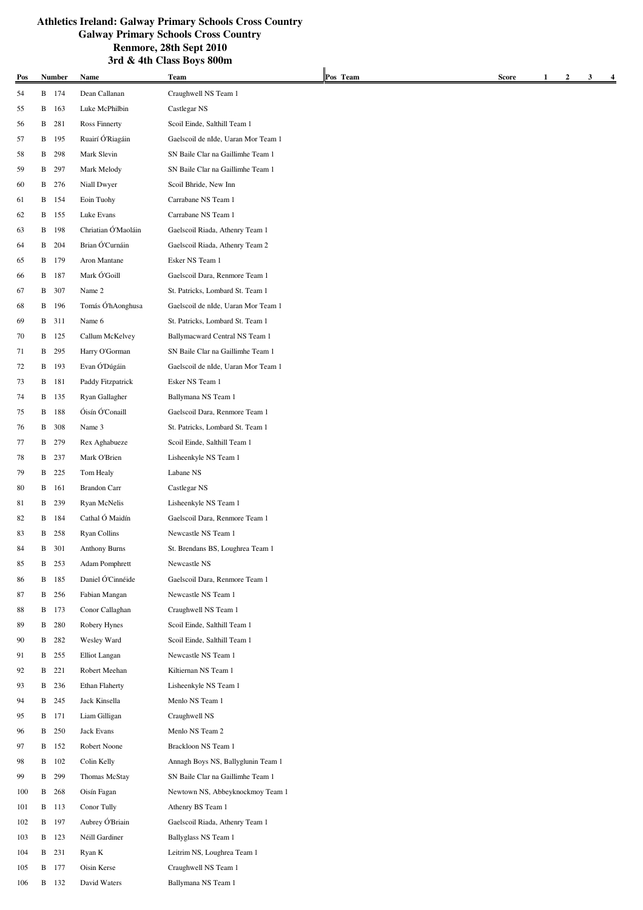# Athletics Ireland: Galway Primary Schools Cross Country

## Galway Primary Schools Cross Country

## Renmore, 28th Sept 2010

## 3rd & 4th Class Boys 800m

| Pos | Number | Name | Team | Pos | Team | Score | 1 | 2 | 3 | 4 |
|---|---|---|---|---|---|---|---|---|---|---|
| 54 | B 174 | Dean Callanan | Craughwell NS Team 1 | | | | | | | |
| 55 | B 163 | Luke McPhilbin | Castlegar NS | | | | | | | |
| 56 | B 281 | Ross Finnerty | Scoil Einde, Salthill Team 1 | | | | | | | |
| 57 | B 195 | Ruairí Ó'Riagáin | Gaelscoil de nIde, Uaran Mor Team 1 | | | | | | | |
| 58 | B 298 | Mark Slevin | SN Baile Clar na Gaillimhe Team 1 | | | | | | | |
| 59 | B 297 | Mark Melody | SN Baile Clar na Gaillimhe Team 1 | | | | | | | |
| 60 | B 276 | Niall Dwyer | Scoil Bhride, New Inn | | | | | | | |
| 61 | B 154 | Eoin Tuohy | Carrabane NS Team 1 | | | | | | | |
| 62 | B 155 | Luke Evans | Carrabane NS Team 1 | | | | | | | |
| 63 | B 198 | Chriatian Ó'Maoláin | Gaelscoil Riada, Athenry Team 1 | | | | | | | |
| 64 | B 204 | Brian Ó'Curnáin | Gaelscoil Riada, Athenry Team 2 | | | | | | | |
| 65 | B 179 | Aron Mantane | Esker NS Team 1 | | | | | | | |
| 66 | B 187 | Mark Ó'Goill | Gaelscoil Dara, Renmore Team 1 | | | | | | | |
| 67 | B 307 | Name 2 | St. Patricks, Lombard St. Team 1 | | | | | | | |
| 68 | B 196 | Tomás Ó'hAonghusa | Gaelscoil de nIde, Uaran Mor Team 1 | | | | | | | |
| 69 | B 311 | Name 6 | St. Patricks, Lombard St. Team 1 | | | | | | | |
| 70 | B 125 | Callum McKelvey | Ballymacward Central NS Team 1 | | | | | | | |
| 71 | B 295 | Harry O'Gorman | SN Baile Clar na Gaillimhe Team 1 | | | | | | | |
| 72 | B 193 | Evan Ó'Dúgáin | Gaelscoil de nIde, Uaran Mor Team 1 | | | | | | | |
| 73 | B 181 | Paddy Fitzpatrick | Esker NS Team 1 | | | | | | | |
| 74 | B 135 | Ryan Gallagher | Ballymana NS Team 1 | | | | | | | |
| 75 | B 188 | Óisín Ó'Conaill | Gaelscoil Dara, Renmore Team 1 | | | | | | | |
| 76 | B 308 | Name 3 | St. Patricks, Lombard St. Team 1 | | | | | | | |
| 77 | B 279 | Rex Aghabueze | Scoil Einde, Salthill Team 1 | | | | | | | |
| 78 | B 237 | Mark O'Brien | Lisheenkyle NS Team 1 | | | | | | | |
| 79 | B 225 | Tom Healy | Labane NS | | | | | | | |
| 80 | B 161 | Brandon Carr | Castlegar NS | | | | | | | |
| 81 | B 239 | Ryan McNelis | Lisheenkyle NS Team 1 | | | | | | | |
| 82 | B 184 | Cathal Ó Maidín | Gaelscoil Dara, Renmore Team 1 | | | | | | | |
| 83 | B 258 | Ryan Collins | Newcastle NS Team 1 | | | | | | | |
| 84 | B 301 | Anthony Burns | St. Brendans BS, Loughrea Team 1 | | | | | | | |
| 85 | B 253 | Adam Pomphrett | Newcastle NS | | | | | | | |
| 86 | B 185 | Daniel Ó'Cinnéide | Gaelscoil Dara, Renmore Team 1 | | | | | | | |
| 87 | B 256 | Fabian Mangan | Newcastle NS Team 1 | | | | | | | |
| 88 | B 173 | Conor Callaghan | Craughwell NS Team 1 | | | | | | | |
| 89 | B 280 | Robery Hynes | Scoil Einde, Salthill Team 1 | | | | | | | |
| 90 | B 282 | Wesley Ward | Scoil Einde, Salthill Team 1 | | | | | | | |
| 91 | B 255 | Elliot Langan | Newcastle NS Team 1 | | | | | | | |
| 92 | B 221 | Robert Meehan | Kiltiernan NS Team 1 | | | | | | | |
| 93 | B 236 | Ethan Flaherty | Lisheenkyle NS Team 1 | | | | | | | |
| 94 | B 245 | Jack Kinsella | Menlo NS Team 1 | | | | | | | |
| 95 | B 171 | Liam Gilligan | Craughwell NS | | | | | | | |
| 96 | B 250 | Jack Evans | Menlo NS Team 2 | | | | | | | |
| 97 | B 152 | Robert Noone | Brackloon NS Team 1 | | | | | | | |
| 98 | B 102 | Colin Kelly | Annagh Boys NS, Ballyglunin Team 1 | | | | | | | |
| 99 | B 299 | Thomas McStay | SN Baile Clar na Gaillimhe Team 1 | | | | | | | |
| 100 | B 268 | Oisín Fagan | Newtown NS, Abbeyknockmoy Team 1 | | | | | | | |
| 101 | B 113 | Conor Tully | Athenry BS Team 1 | | | | | | | |
| 102 | B 197 | Aubrey Ó'Briain | Gaelscoil Riada, Athenry Team 1 | | | | | | | |
| 103 | B 123 | Néill Gardiner | Ballyglass NS Team 1 | | | | | | | |
| 104 | B 231 | Ryan K | Leitrim NS, Loughrea Team 1 | | | | | | | |
| 105 | B 177 | Oisin Kerse | Craughwell NS Team 1 | | | | | | | |
| 106 | B 132 | David Waters | Ballymana NS Team 1 | | | | | | | |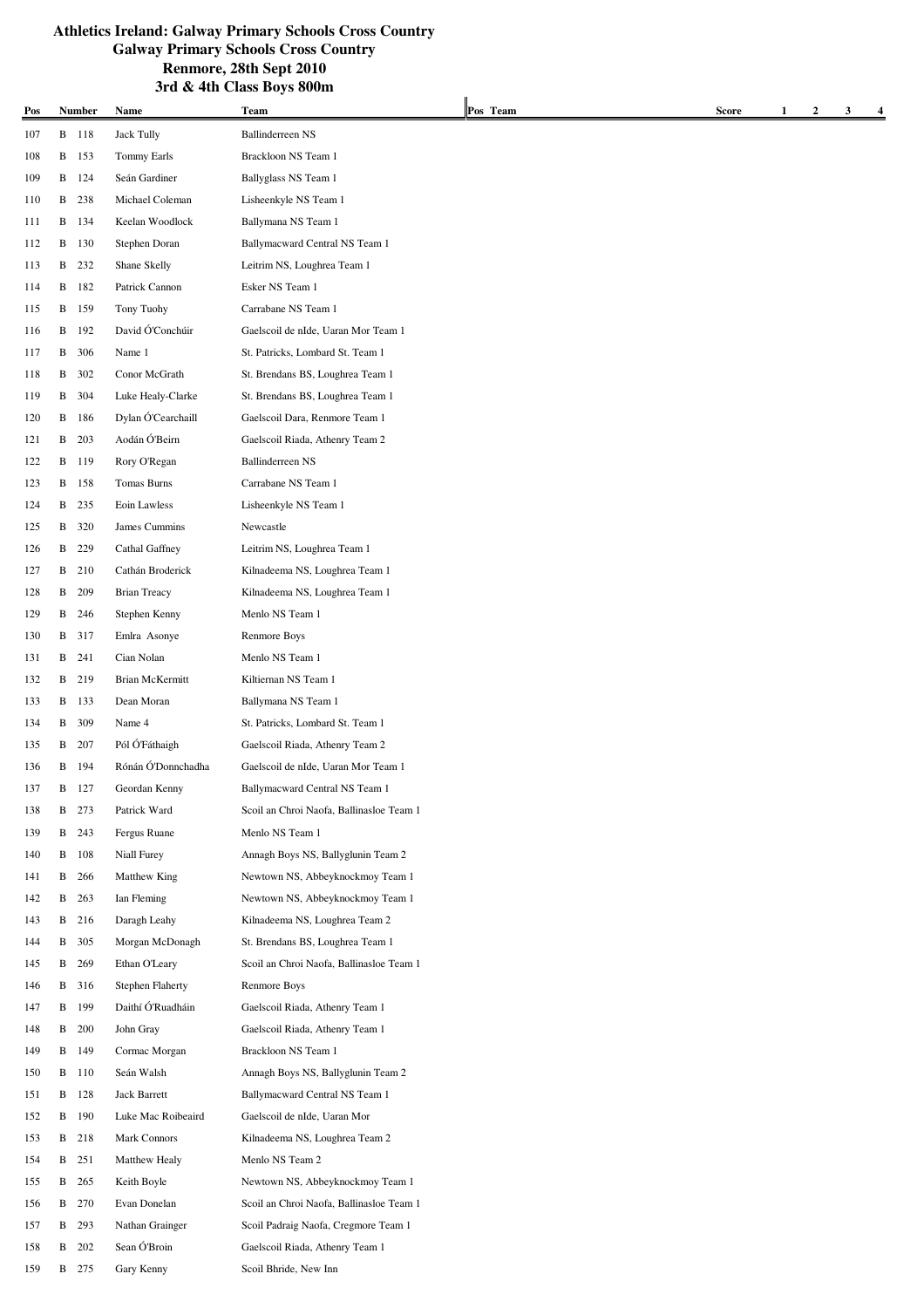# Athletics Ireland: Galway Primary Schools Cross Country

## Galway Primary Schools Cross Country

### Renmore, 28th Sept 2010

### 3rd & 4th Class Boys 800m

| Pos | Number | | Name | Team | Pos | Team | Score | 1 | 2 | 3 | 4 |
|---|---|---|---|---|---|---|---|---|---|---|---|
| 107 | B | 118 | Jack Tully | Ballinderreen NS | | | | | | | |
| 108 | B | 153 | Tommy Earls | Brackloon NS Team 1 | | | | | | | |
| 109 | B | 124 | Seán Gardiner | Ballyglass NS Team 1 | | | | | | | |
| 110 | B | 238 | Michael Coleman | Lisheenkyle NS Team 1 | | | | | | | |
| 111 | B | 134 | Keelan Woodlock | Ballymana NS Team 1 | | | | | | | |
| 112 | B | 130 | Stephen Doran | Ballymacward Central NS Team 1 | | | | | | | |
| 113 | B | 232 | Shane Skelly | Leitrim NS, Loughrea Team 1 | | | | | | | |
| 114 | B | 182 | Patrick Cannon | Esker NS Team 1 | | | | | | | |
| 115 | B | 159 | Tony Tuohy | Carrabane NS Team 1 | | | | | | | |
| 116 | B | 192 | David Ó'Conchúir | Gaelscoil de nIde, Uaran Mor Team 1 | | | | | | | |
| 117 | B | 306 | Name 1 | St. Patricks, Lombard St. Team 1 | | | | | | | |
| 118 | B | 302 | Conor McGrath | St. Brendans BS, Loughrea Team 1 | | | | | | | |
| 119 | B | 304 | Luke Healy-Clarke | St. Brendans BS, Loughrea Team 1 | | | | | | | |
| 120 | B | 186 | Dylan Ó'Cearchaill | Gaelscoil Dara, Renmore Team 1 | | | | | | | |
| 121 | B | 203 | Aodán Ó'Beirn | Gaelscoil Riada, Athenry Team 2 | | | | | | | |
| 122 | B | 119 | Rory O'Regan | Ballinderreen NS | | | | | | | |
| 123 | B | 158 | Tomas Burns | Carrabane NS Team 1 | | | | | | | |
| 124 | B | 235 | Eoin Lawless | Lisheenkyle NS Team 1 | | | | | | | |
| 125 | B | 320 | James Cummins | Newcastle | | | | | | | |
| 126 | B | 229 | Cathal Gaffney | Leitrim NS, Loughrea Team 1 | | | | | | | |
| 127 | B | 210 | Cathán Broderick | Kilnadeema NS, Loughrea Team 1 | | | | | | | |
| 128 | B | 209 | Brian Treacy | Kilnadeema NS, Loughrea Team 1 | | | | | | | |
| 129 | B | 246 | Stephen Kenny | Menlo NS Team 1 | | | | | | | |
| 130 | B | 317 | Emlra Asonye | Renmore Boys | | | | | | | |
| 131 | B | 241 | Cian Nolan | Menlo NS Team 1 | | | | | | | |
| 132 | B | 219 | Brian McKermitt | Kiltiernan NS Team 1 | | | | | | | |
| 133 | B | 133 | Dean Moran | Ballymana NS Team 1 | | | | | | | |
| 134 | B | 309 | Name 4 | St. Patricks, Lombard St. Team 1 | | | | | | | |
| 135 | B | 207 | Pól Ó'Fáthaigh | Gaelscoil Riada, Athenry Team 2 | | | | | | | |
| 136 | B | 194 | Rónán Ó'Donnchadha | Gaelscoil de nIde, Uaran Mor Team 1 | | | | | | | |
| 137 | B | 127 | Geordan Kenny | Ballymacward Central NS Team 1 | | | | | | | |
| 138 | B | 273 | Patrick Ward | Scoil an Chroi Naofa, Ballinasloe Team 1 | | | | | | | |
| 139 | B | 243 | Fergus Ruane | Menlo NS Team 1 | | | | | | | |
| 140 | B | 108 | Niall Furey | Annagh Boys NS, Ballyglunin Team 2 | | | | | | | |
| 141 | B | 266 | Matthew King | Newtown NS, Abbeyknockmoy Team 1 | | | | | | | |
| 142 | B | 263 | Ian Fleming | Newtown NS, Abbeyknockmoy Team 1 | | | | | | | |
| 143 | B | 216 | Daragh Leahy | Kilnadeema NS, Loughrea Team 2 | | | | | | | |
| 144 | B | 305 | Morgan McDonagh | St. Brendans BS, Loughrea Team 1 | | | | | | | |
| 145 | B | 269 | Ethan O'Leary | Scoil an Chroi Naofa, Ballinasloe Team 1 | | | | | | | |
| 146 | B | 316 | Stephen Flaherty | Renmore Boys | | | | | | | |
| 147 | B | 199 | Daithí Ó'Ruadháin | Gaelscoil Riada, Athenry Team 1 | | | | | | | |
| 148 | B | 200 | John Gray | Gaelscoil Riada, Athenry Team 1 | | | | | | | |
| 149 | B | 149 | Cormac Morgan | Brackloon NS Team 1 | | | | | | | |
| 150 | B | 110 | Seán Walsh | Annagh Boys NS, Ballyglunin Team 2 | | | | | | | |
| 151 | B | 128 | Jack Barrett | Ballymacward Central NS Team 1 | | | | | | | |
| 152 | B | 190 | Luke Mac Roibeaird | Gaelscoil de nIde, Uaran Mor | | | | | | | |
| 153 | B | 218 | Mark Connors | Kilnadeema NS, Loughrea Team 2 | | | | | | | |
| 154 | B | 251 | Matthew Healy | Menlo NS Team 2 | | | | | | | |
| 155 | B | 265 | Keith Boyle | Newtown NS, Abbeyknockmoy Team 1 | | | | | | | |
| 156 | B | 270 | Evan Donelan | Scoil an Chroi Naofa, Ballinasloe Team 1 | | | | | | | |
| 157 | B | 293 | Nathan Grainger | Scoil Padraig Naofa, Cregmore Team 1 | | | | | | | |
| 158 | B | 202 | Sean Ó'Broin | Gaelscoil Riada, Athenry Team 1 | | | | | | | |
| 159 | B | 275 | Gary Kenny | Scoil Bhride, New Inn | | | | | | | |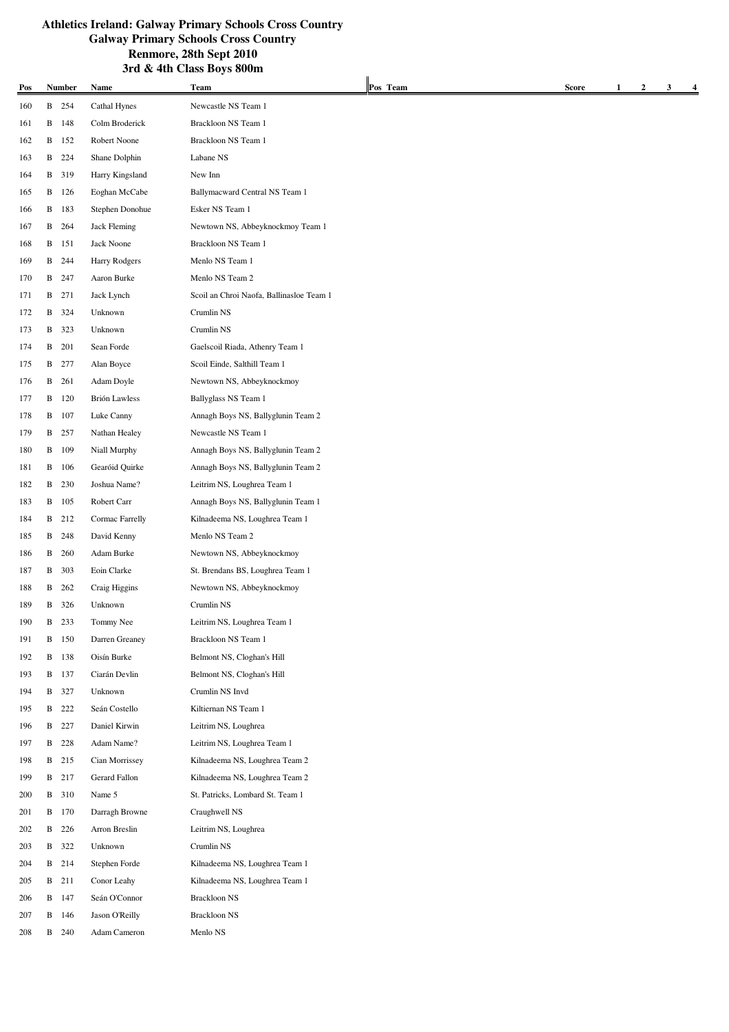# Athletics Ireland: Galway Primary Schools Cross Country

## Galway Primary Schools Cross Country

### Renmore, 28th Sept 2010

### 3rd & 4th Class Boys 800m

| Pos | Number | Name | Team | Pos Team | Score | 1 | 2 | 3 | 4 |
|---|---|---|---|---|---|---|---|---|---|
| 160 | B 254 | Cathal Hynes | Newcastle NS Team 1 | | | | | | |
| 161 | B 148 | Colm Broderick | Brackloon NS Team 1 | | | | | | |
| 162 | B 152 | Robert Noone | Brackloon NS Team 1 | | | | | | |
| 163 | B 224 | Shane Dolphin | Labane NS | | | | | | |
| 164 | B 319 | Harry Kingsland | New Inn | | | | | | |
| 165 | B 126 | Eoghan McCabe | Ballymacward Central NS Team 1 | | | | | | |
| 166 | B 183 | Stephen Donohue | Esker NS Team 1 | | | | | | |
| 167 | B 264 | Jack Fleming | Newtown NS, Abbeyknockmoy Team 1 | | | | | | |
| 168 | B 151 | Jack Noone | Brackloon NS Team 1 | | | | | | |
| 169 | B 244 | Harry Rodgers | Menlo NS Team 1 | | | | | | |
| 170 | B 247 | Aaron Burke | Menlo NS Team 2 | | | | | | |
| 171 | B 271 | Jack Lynch | Scoil an Chroi Naofa, Ballinasloe Team 1 | | | | | | |
| 172 | B 324 | Unknown | Crumlin NS | | | | | | |
| 173 | B 323 | Unknown | Crumlin NS | | | | | | |
| 174 | B 201 | Sean Forde | Gaelscoil Riada, Athenry Team 1 | | | | | | |
| 175 | B 277 | Alan Boyce | Scoil Einde, Salthill Team 1 | | | | | | |
| 176 | B 261 | Adam Doyle | Newtown NS, Abbeyknockmoy | | | | | | |
| 177 | B 120 | Brión Lawless | Ballyglass NS Team 1 | | | | | | |
| 178 | B 107 | Luke Canny | Annagh Boys NS, Ballyglunin Team 2 | | | | | | |
| 179 | B 257 | Nathan Healey | Newcastle NS Team 1 | | | | | | |
| 180 | B 109 | Niall Murphy | Annagh Boys NS, Ballyglunin Team 2 | | | | | | |
| 181 | B 106 | Gearóid Quirke | Annagh Boys NS, Ballyglunin Team 2 | | | | | | |
| 182 | B 230 | Joshua Name? | Leitrim NS, Loughrea Team 1 | | | | | | |
| 183 | B 105 | Robert Carr | Annagh Boys NS, Ballyglunin Team 1 | | | | | | |
| 184 | B 212 | Cormac Farrelly | Kilnadeema NS, Loughrea Team 1 | | | | | | |
| 185 | B 248 | David Kenny | Menlo NS Team 2 | | | | | | |
| 186 | B 260 | Adam Burke | Newtown NS, Abbeyknockmoy | | | | | | |
| 187 | B 303 | Eoin Clarke | St. Brendans BS, Loughrea Team 1 | | | | | | |
| 188 | B 262 | Craig Higgins | Newtown NS, Abbeyknockmoy | | | | | | |
| 189 | B 326 | Unknown | Crumlin NS | | | | | | |
| 190 | B 233 | Tommy Nee | Leitrim NS, Loughrea Team 1 | | | | | | |
| 191 | B 150 | Darren Greaney | Brackloon NS Team 1 | | | | | | |
| 192 | B 138 | Oisín Burke | Belmont NS, Cloghan's Hill | | | | | | |
| 193 | B 137 | Ciarán Devlin | Belmont NS, Cloghan's Hill | | | | | | |
| 194 | B 327 | Unknown | Crumlin NS Invd | | | | | | |
| 195 | B 222 | Seán Costello | Kiltiernan NS Team 1 | | | | | | |
| 196 | B 227 | Daniel Kirwin | Leitrim NS, Loughrea | | | | | | |
| 197 | B 228 | Adam Name? | Leitrim NS, Loughrea Team 1 | | | | | | |
| 198 | B 215 | Cian Morrissey | Kilnadeema NS, Loughrea Team 2 | | | | | | |
| 199 | B 217 | Gerard Fallon | Kilnadeema NS, Loughrea Team 2 | | | | | | |
| 200 | B 310 | Name 5 | St. Patricks, Lombard St. Team 1 | | | | | | |
| 201 | B 170 | Darragh Browne | Craughwell NS | | | | | | |
| 202 | B 226 | Arron Breslin | Leitrim NS, Loughrea | | | | | | |
| 203 | B 322 | Unknown | Crumlin NS | | | | | | |
| 204 | B 214 | Stephen Forde | Kilnadeema NS, Loughrea Team 1 | | | | | | |
| 205 | B 211 | Conor Leahy | Kilnadeema NS, Loughrea Team 1 | | | | | | |
| 206 | B 147 | Seán O'Connor | Brackloon NS | | | | | | |
| 207 | B 146 | Jason O'Reilly | Brackloon NS | | | | | | |
| 208 | B 240 | Adam Cameron | Menlo NS | | | | | | |